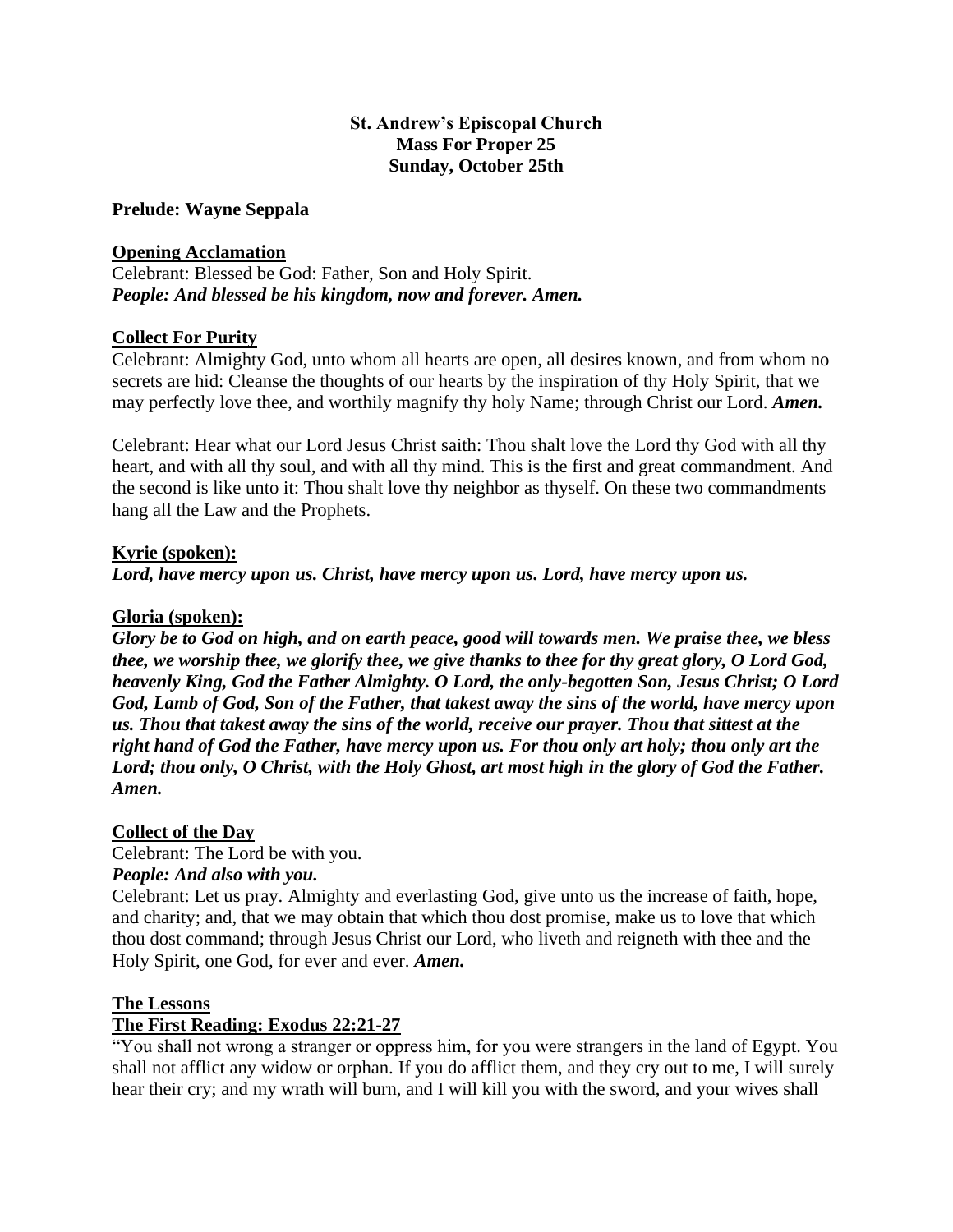**St. Andrew's Episcopal Church**
**Mass For Proper 25**
**Sunday, October 25th**

**Prelude: Wayne Seppala**

**Opening Acclamation**

Celebrant: Blessed be God: Father, Son and Holy Spirit.
***People: And blessed be his kingdom, now and forever. Amen.***

**Collect For Purity**

Celebrant: Almighty God, unto whom all hearts are open, all desires known, and from whom no secrets are hid: Cleanse the thoughts of our hearts by the inspiration of thy Holy Spirit, that we may perfectly love thee, and worthily magnify thy holy Name; through Christ our Lord. ***Amen.***

Celebrant: Hear what our Lord Jesus Christ saith: Thou shalt love the Lord thy God with all thy heart, and with all thy soul, and with all thy mind. This is the first and great commandment. And the second is like unto it: Thou shalt love thy neighbor as thyself. On these two commandments hang all the Law and the Prophets.

**Kyrie (spoken):**

***Lord, have mercy upon us. Christ, have mercy upon us. Lord, have mercy upon us.***

**Gloria (spoken):**

***Glory be to God on high, and on earth peace, good will towards men. We praise thee, we bless thee, we worship thee, we glorify thee, we give thanks to thee for thy great glory, O Lord God, heavenly King, God the Father Almighty. O Lord, the only-begotten Son, Jesus Christ; O Lord God, Lamb of God, Son of the Father, that takest away the sins of the world, have mercy upon us. Thou that takest away the sins of the world, receive our prayer. Thou that sittest at the right hand of God the Father, have mercy upon us. For thou only art holy; thou only art the Lord; thou only, O Christ, with the Holy Ghost, art most high in the glory of God the Father. Amen.***

**Collect of the Day**

Celebrant: The Lord be with you.
***People: And also with you.***
Celebrant: Let us pray. Almighty and everlasting God, give unto us the increase of faith, hope, and charity; and, that we may obtain that which thou dost promise, make us to love that which thou dost command; through Jesus Christ our Lord, who liveth and reigneth with thee and the Holy Spirit, one God, for ever and ever. ***Amen.***

**The Lessons**

**The First Reading: Exodus 22:21-27**

"You shall not wrong a stranger or oppress him, for you were strangers in the land of Egypt. You shall not afflict any widow or orphan. If you do afflict them, and they cry out to me, I will surely hear their cry; and my wrath will burn, and I will kill you with the sword, and your wives shall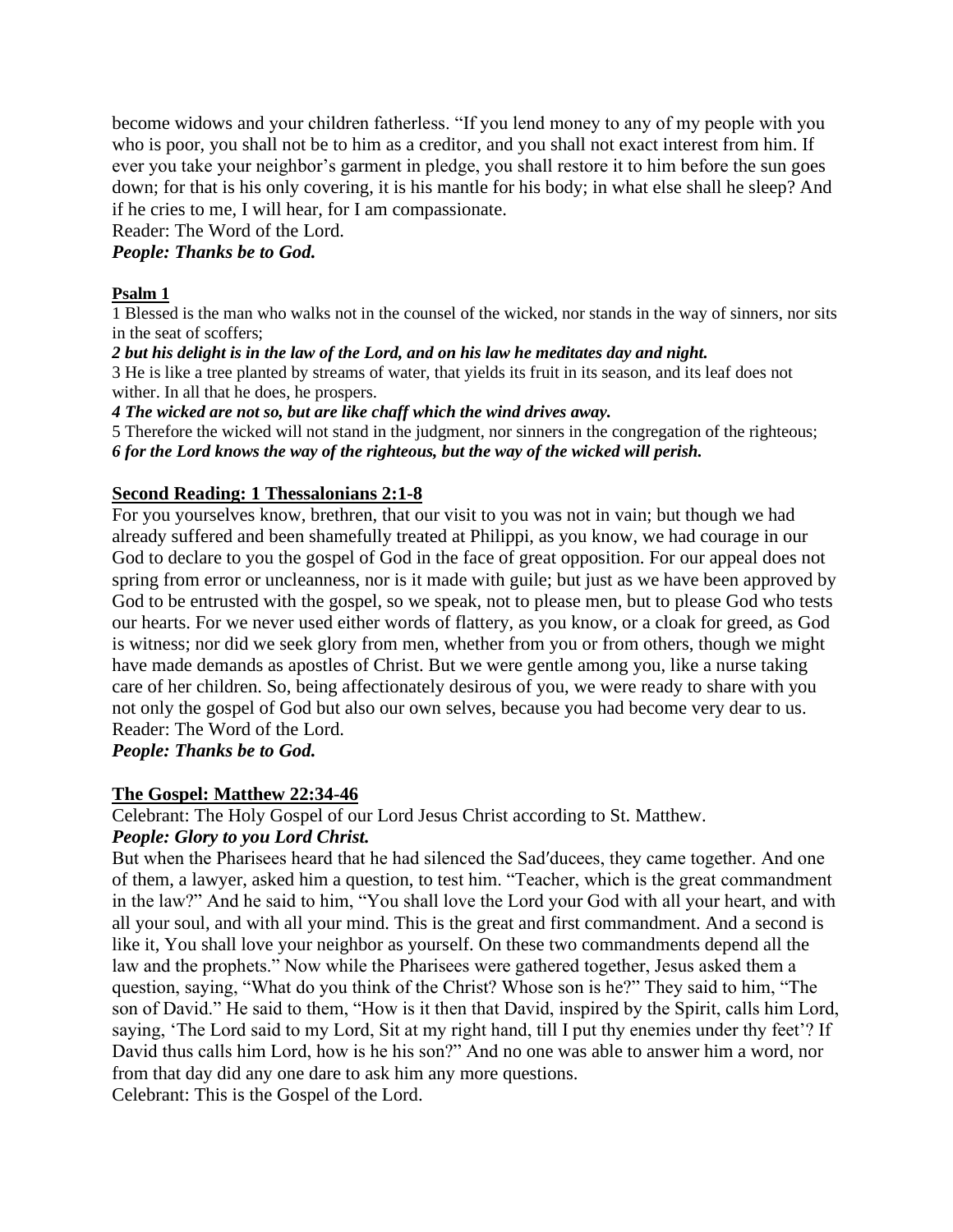become widows and your children fatherless. "If you lend money to any of my people with you who is poor, you shall not be to him as a creditor, and you shall not exact interest from him. If ever you take your neighbor's garment in pledge, you shall restore it to him before the sun goes down; for that is his only covering, it is his mantle for his body; in what else shall he sleep? And if he cries to me, I will hear, for I am compassionate.

Reader: The Word of the Lord.

***People: Thanks be to God.***

**Psalm 1**

1 Blessed is the man who walks not in the counsel of the wicked, nor stands in the way of sinners, nor sits in the seat of scoffers;

***2 but his delight is in the law of the Lord, and on his law he meditates day and night.***

3 He is like a tree planted by streams of water, that yields its fruit in its season, and its leaf does not wither. In all that he does, he prospers.

***4 The wicked are not so, but are like chaff which the wind drives away.***

5 Therefore the wicked will not stand in the judgment, nor sinners in the congregation of the righteous;

***6 for the Lord knows the way of the righteous, but the way of the wicked will perish.***

**Second Reading: 1 Thessalonians 2:1-8**

For you yourselves know, brethren, that our visit to you was not in vain; but though we had already suffered and been shamefully treated at Philippi, as you know, we had courage in our God to declare to you the gospel of God in the face of great opposition. For our appeal does not spring from error or uncleanness, nor is it made with guile; but just as we have been approved by God to be entrusted with the gospel, so we speak, not to please men, but to please God who tests our hearts. For we never used either words of flattery, as you know, or a cloak for greed, as God is witness; nor did we seek glory from men, whether from you or from others, though we might have made demands as apostles of Christ. But we were gentle among you, like a nurse taking care of her children. So, being affectionately desirous of you, we were ready to share with you not only the gospel of God but also our own selves, because you had become very dear to us.

Reader: The Word of the Lord.

***People: Thanks be to God.***

**The Gospel: Matthew 22:34-46**

Celebrant: The Holy Gospel of our Lord Jesus Christ according to St. Matthew.

***People: Glory to you Lord Christ.***

But when the Pharisees heard that he had silenced the Sad′ducees, they came together. And one of them, a lawyer, asked him a question, to test him. "Teacher, which is the great commandment in the law?" And he said to him, "You shall love the Lord your God with all your heart, and with all your soul, and with all your mind. This is the great and first commandment. And a second is like it, You shall love your neighbor as yourself. On these two commandments depend all the law and the prophets." Now while the Pharisees were gathered together, Jesus asked them a question, saying, "What do you think of the Christ? Whose son is he?" They said to him, "The son of David." He said to them, "How is it then that David, inspired by the Spirit, calls him Lord, saying, 'The Lord said to my Lord, Sit at my right hand, till I put thy enemies under thy feet'? If David thus calls him Lord, how is he his son?" And no one was able to answer him a word, nor from that day did any one dare to ask him any more questions.

Celebrant: This is the Gospel of the Lord.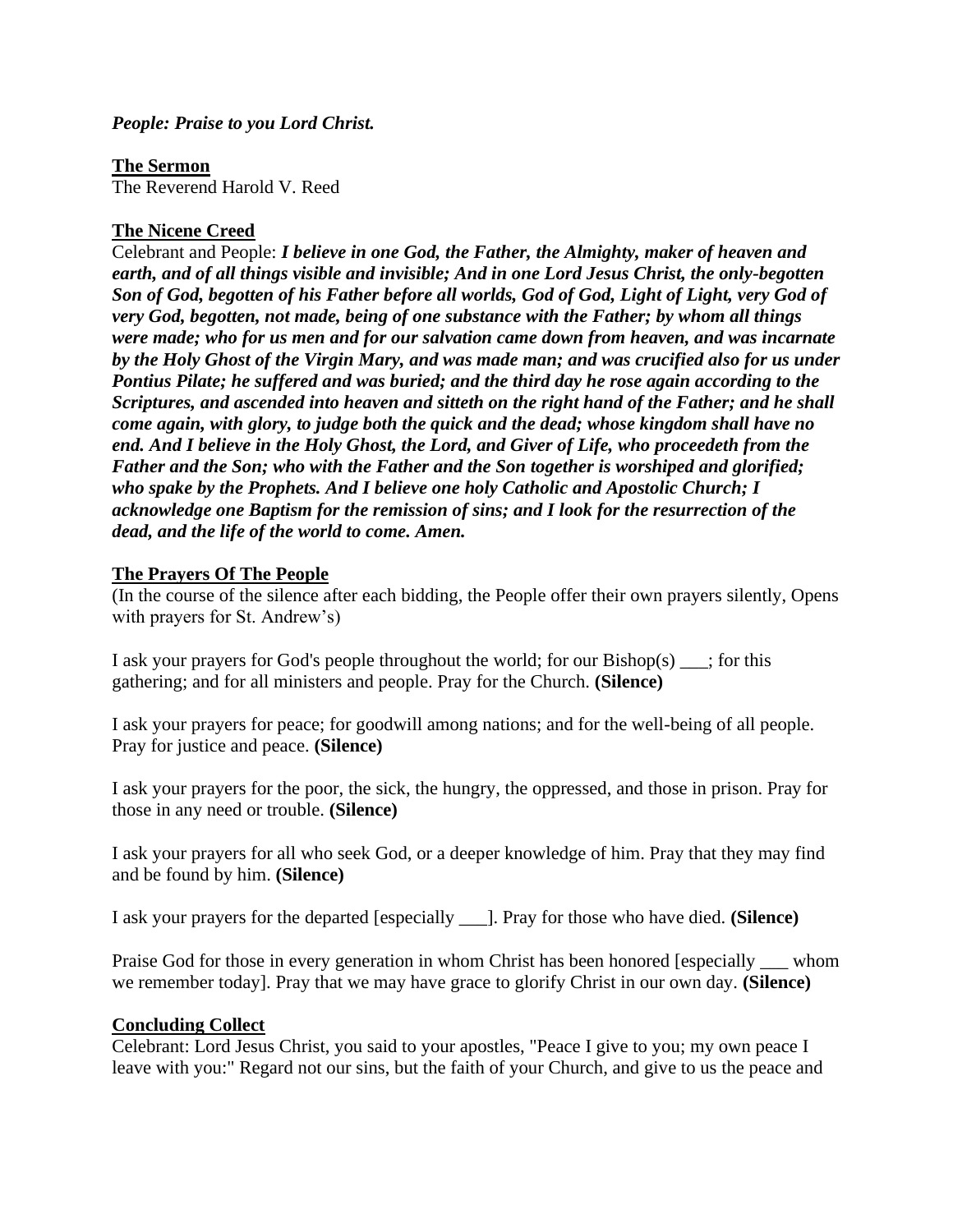***People: Praise to you Lord Christ.***

**The Sermon**

The Reverend Harold V. Reed

**The Nicene Creed**

Celebrant and People: ***I believe in one God, the Father, the Almighty, maker of heaven and earth, and of all things visible and invisible; And in one Lord Jesus Christ, the only-begotten Son of God, begotten of his Father before all worlds, God of God, Light of Light, very God of very God, begotten, not made, being of one substance with the Father; by whom all things were made; who for us men and for our salvation came down from heaven, and was incarnate by the Holy Ghost of the Virgin Mary, and was made man; and was crucified also for us under Pontius Pilate; he suffered and was buried; and the third day he rose again according to the Scriptures, and ascended into heaven and sitteth on the right hand of the Father; and he shall come again, with glory, to judge both the quick and the dead; whose kingdom shall have no end. And I believe in the Holy Ghost, the Lord, and Giver of Life, who proceedeth from the Father and the Son; who with the Father and the Son together is worshiped and glorified; who spake by the Prophets. And I believe one holy Catholic and Apostolic Church; I acknowledge one Baptism for the remission of sins; and I look for the resurrection of the dead, and the life of the world to come. Amen.***

**The Prayers Of The People**

(In the course of the silence after each bidding, the People offer their own prayers silently, Opens with prayers for St. Andrew's)

I ask your prayers for God's people throughout the world; for our Bishop(s) ___; for this gathering; and for all ministers and people. Pray for the Church. **(Silence)**

I ask your prayers for peace; for goodwill among nations; and for the well-being of all people. Pray for justice and peace. **(Silence)**

I ask your prayers for the poor, the sick, the hungry, the oppressed, and those in prison. Pray for those in any need or trouble. **(Silence)**

I ask your prayers for all who seek God, or a deeper knowledge of him. Pray that they may find and be found by him. **(Silence)**

I ask your prayers for the departed [especially ___]. Pray for those who have died. **(Silence)**

Praise God for those in every generation in whom Christ has been honored [especially ___ whom we remember today]. Pray that we may have grace to glorify Christ in our own day. **(Silence)**

**Concluding Collect**

Celebrant: Lord Jesus Christ, you said to your apostles, "Peace I give to you; my own peace I leave with you:" Regard not our sins, but the faith of your Church, and give to us the peace and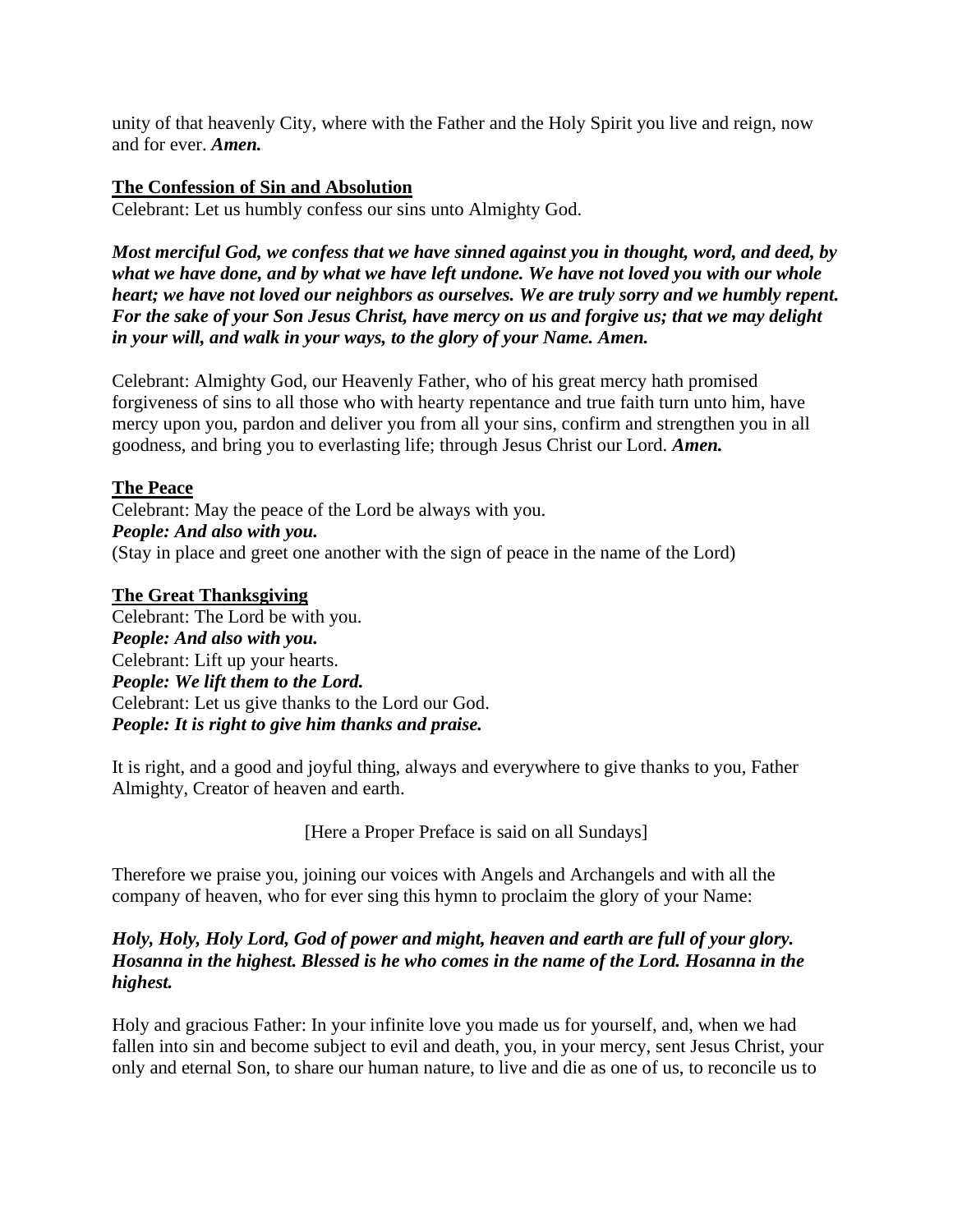unity of that heavenly City, where with the Father and the Holy Spirit you live and reign, now and for ever. ***Amen.***

**<u>The Confession of Sin and Absolution</u>**

Celebrant: Let us humbly confess our sins unto Almighty God.

***Most merciful God, we confess that we have sinned against you in thought, word, and deed, by what we have done, and by what we have left undone. We have not loved you with our whole heart; we have not loved our neighbors as ourselves. We are truly sorry and we humbly repent. For the sake of your Son Jesus Christ, have mercy on us and forgive us; that we may delight in your will, and walk in your ways, to the glory of your Name. Amen.***

Celebrant: Almighty God, our Heavenly Father, who of his great mercy hath promised forgiveness of sins to all those who with hearty repentance and true faith turn unto him, have mercy upon you, pardon and deliver you from all your sins, confirm and strengthen you in all goodness, and bring you to everlasting life; through Jesus Christ our Lord. ***Amen.***

**<u>The Peace</u>**

Celebrant: May the peace of the Lord be always with you.
***People: And also with you.***
(Stay in place and greet one another with the sign of peace in the name of the Lord)

**<u>The Great Thanksgiving</u>**

Celebrant: The Lord be with you.
***People: And also with you.***
Celebrant: Lift up your hearts.
***People: We lift them to the Lord.***
Celebrant: Let us give thanks to the Lord our God.
***People: It is right to give him thanks and praise.***

It is right, and a good and joyful thing, always and everywhere to give thanks to you, Father Almighty, Creator of heaven and earth.

[Here a Proper Preface is said on all Sundays]

Therefore we praise you, joining our voices with Angels and Archangels and with all the company of heaven, who for ever sing this hymn to proclaim the glory of your Name:

***Holy, Holy, Holy Lord, God of power and might, heaven and earth are full of your glory. Hosanna in the highest. Blessed is he who comes in the name of the Lord. Hosanna in the highest.***

Holy and gracious Father: In your infinite love you made us for yourself, and, when we had fallen into sin and become subject to evil and death, you, in your mercy, sent Jesus Christ, your only and eternal Son, to share our human nature, to live and die as one of us, to reconcile us to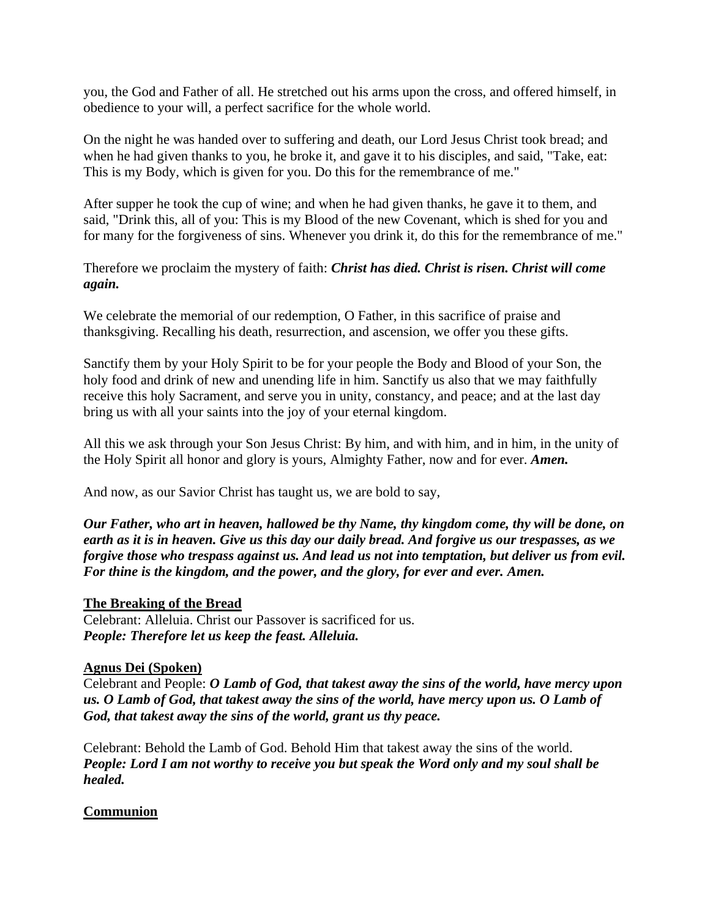you, the God and Father of all. He stretched out his arms upon the cross, and offered himself, in obedience to your will, a perfect sacrifice for the whole world.

On the night he was handed over to suffering and death, our Lord Jesus Christ took bread; and when he had given thanks to you, he broke it, and gave it to his disciples, and said, "Take, eat: This is my Body, which is given for you. Do this for the remembrance of me."

After supper he took the cup of wine; and when he had given thanks, he gave it to them, and said, "Drink this, all of you: This is my Blood of the new Covenant, which is shed for you and for many for the forgiveness of sins. Whenever you drink it, do this for the remembrance of me."

Therefore we proclaim the mystery of faith: ***Christ has died. Christ is risen. Christ will come again.***

We celebrate the memorial of our redemption, O Father, in this sacrifice of praise and thanksgiving. Recalling his death, resurrection, and ascension, we offer you these gifts.

Sanctify them by your Holy Spirit to be for your people the Body and Blood of your Son, the holy food and drink of new and unending life in him. Sanctify us also that we may faithfully receive this holy Sacrament, and serve you in unity, constancy, and peace; and at the last day bring us with all your saints into the joy of your eternal kingdom.

All this we ask through your Son Jesus Christ: By him, and with him, and in him, in the unity of the Holy Spirit all honor and glory is yours, Almighty Father, now and for ever. ***Amen.***

And now, as our Savior Christ has taught us, we are bold to say,

***Our Father, who art in heaven, hallowed be thy Name, thy kingdom come, thy will be done, on earth as it is in heaven. Give us this day our daily bread. And forgive us our trespasses, as we forgive those who trespass against us. And lead us not into temptation, but deliver us from evil. For thine is the kingdom, and the power, and the glory, for ever and ever. Amen.***

**The Breaking of the Bread**

Celebrant: Alleluia. Christ our Passover is sacrificed for us.
***People: Therefore let us keep the feast. Alleluia.***

**Agnus Dei (Spoken)**

Celebrant and People: ***O Lamb of God, that takest away the sins of the world, have mercy upon us. O Lamb of God, that takest away the sins of the world, have mercy upon us. O Lamb of God, that takest away the sins of the world, grant us thy peace.***

Celebrant: Behold the Lamb of God. Behold Him that takest away the sins of the world.
***People: Lord I am not worthy to receive you but speak the Word only and my soul shall be healed.***

**Communion**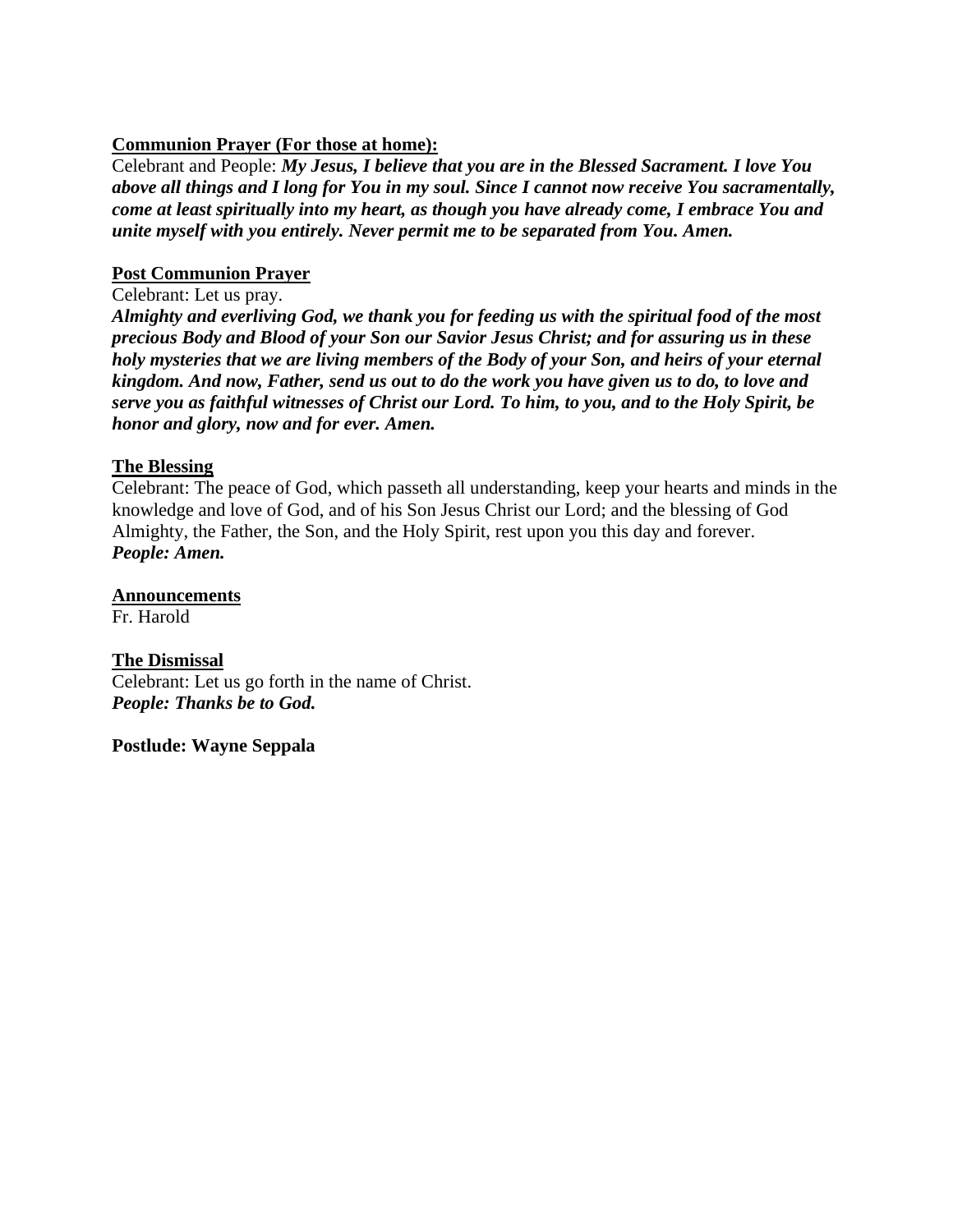**<u>Communion Prayer (For those at home):</u>**
Celebrant and People: ***My Jesus, I believe that you are in the Blessed Sacrament. I love You above all things and I long for You in my soul. Since I cannot now receive You sacramentally, come at least spiritually into my heart, as though you have already come, I embrace You and unite myself with you entirely. Never permit me to be separated from You. Amen.***

**<u>Post Communion Prayer</u>**
Celebrant: Let us pray.
***Almighty and everliving God, we thank you for feeding us with the spiritual food of the most precious Body and Blood of your Son our Savior Jesus Christ; and for assuring us in these holy mysteries that we are living members of the Body of your Son, and heirs of your eternal kingdom. And now, Father, send us out to do the work you have given us to do, to love and serve you as faithful witnesses of Christ our Lord. To him, to you, and to the Holy Spirit, be honor and glory, now and for ever. Amen.***

**<u>The Blessing</u>**
Celebrant: The peace of God, which passeth all understanding, keep your hearts and minds in the knowledge and love of God, and of his Son Jesus Christ our Lord; and the blessing of God Almighty, the Father, the Son, and the Holy Spirit, rest upon you this day and forever.
***People: Amen.***

**<u>Announcements</u>**
Fr. Harold

**<u>The Dismissal</u>**
Celebrant: Let us go forth in the name of Christ.
***People: Thanks be to God.***

**Postlude: Wayne Seppala**